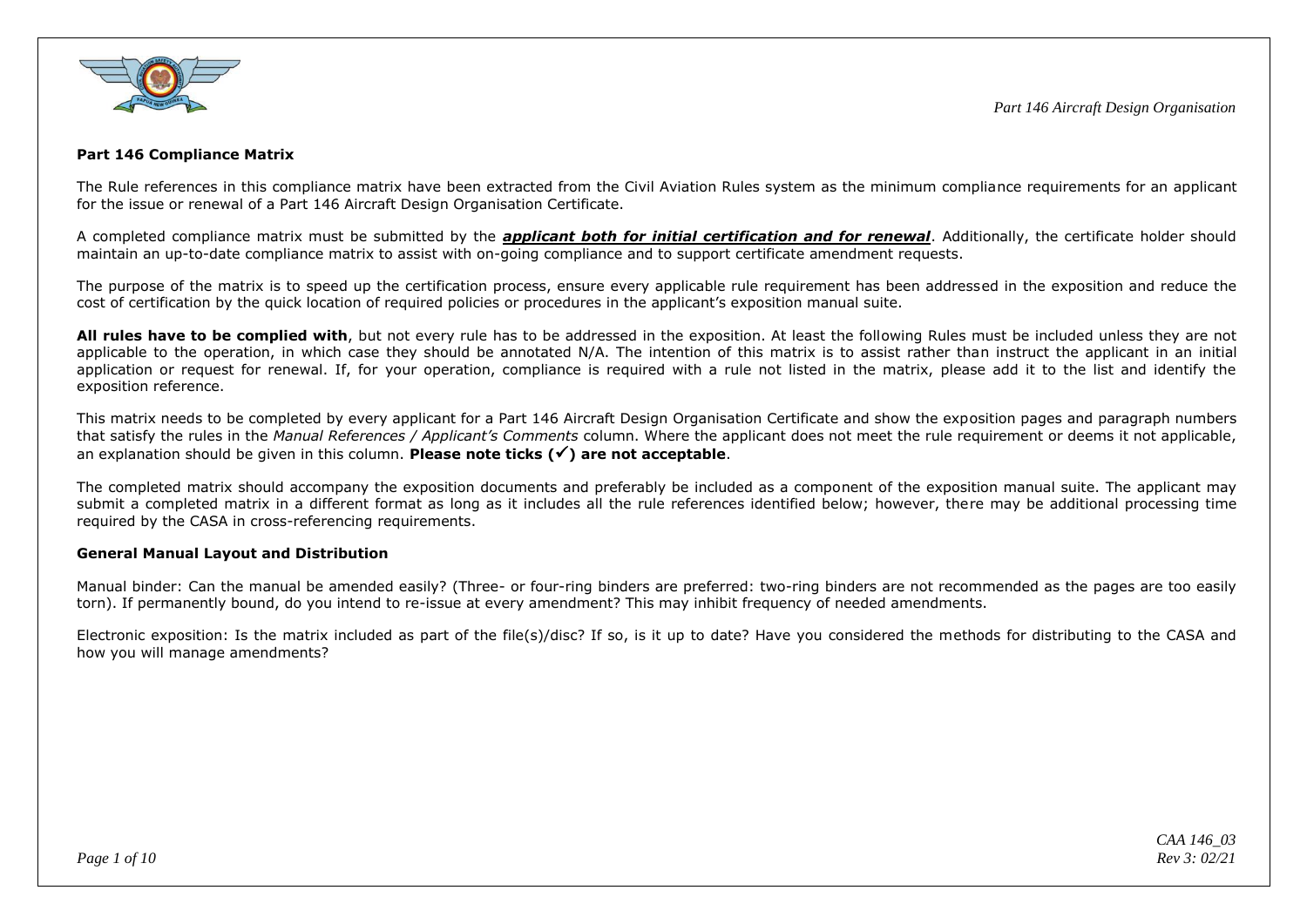## Part 146 Compliance Matrix

The Rule references in this compliance matrix have been extracted from the Civil Aviation Rules system as the minimum compliance requirements for an applicant for the issue or renewal of a Part 146 Aircraft Design Organisation Certificate.

A completed compliance matrix must be submitted by the ***applicant both for initial certification and for renewal***. Additionally, the certificate holder should maintain an up-to-date compliance matrix to assist with on-going compliance and to support certificate amendment requests.

The purpose of the matrix is to speed up the certification process, ensure every applicable rule requirement has been addressed in the exposition and reduce the cost of certification by the quick location of required policies or procedures in the applicant's exposition manual suite.

**All rules have to be complied with**, but not every rule has to be addressed in the exposition. At least the following Rules must be included unless they are not applicable to the operation, in which case they should be annotated N/A. The intention of this matrix is to assist rather than instruct the applicant in an initial application or request for renewal. If, for your operation, compliance is required with a rule not listed in the matrix, please add it to the list and identify the exposition reference.

This matrix needs to be completed by every applicant for a Part 146 Aircraft Design Organisation Certificate and show the exposition pages and paragraph numbers that satisfy the rules in the *Manual References / Applicant's Comments* column. Where the applicant does not meet the rule requirement or deems it not applicable, an explanation should be given in this column. **Please note ticks (✓) are not acceptable**.

The completed matrix should accompany the exposition documents and preferably be included as a component of the exposition manual suite. The applicant may submit a completed matrix in a different format as long as it includes all the rule references identified below; however, there may be additional processing time required by the CASA in cross-referencing requirements.

## General Manual Layout and Distribution

Manual binder: Can the manual be amended easily? (Three- or four-ring binders are preferred: two-ring binders are not recommended as the pages are too easily torn). If permanently bound, do you intend to re-issue at every amendment? This may inhibit frequency of needed amendments.

Electronic exposition: Is the matrix included as part of the file(s)/disc? If so, is it up to date? Have you considered the methods for distributing to the CASA and how you will manage amendments?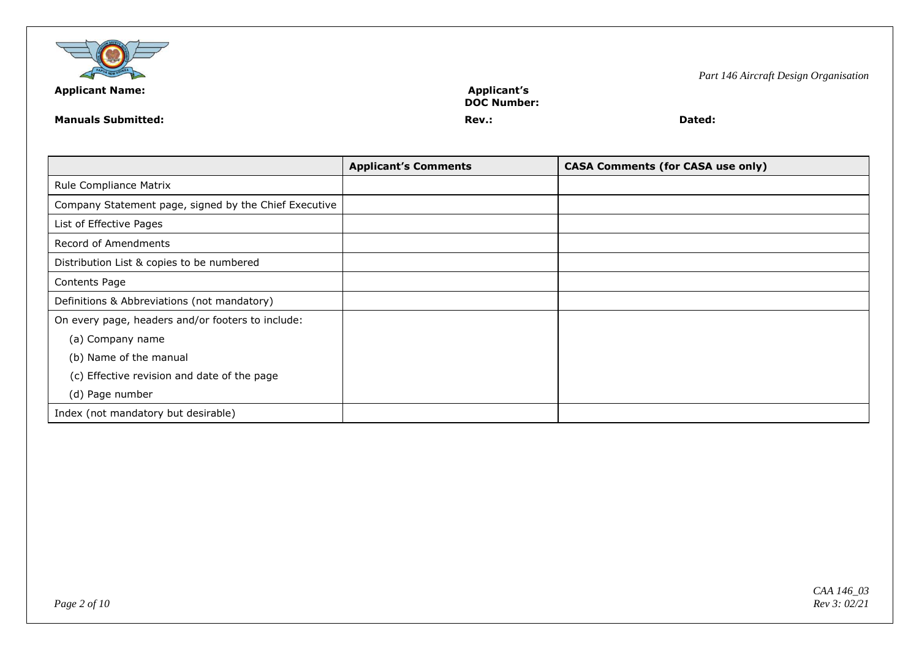**Applicant Name:** **Applicant's DOC Number:**

**Manuals Submitted:** **Rev.:** **Dated:**

| | Applicant's Comments | CASA Comments (for CASA use only) |
|---|---|---|
| Rule Compliance Matrix | | |
| Company Statement page, signed by the Chief Executive | | |
| List of Effective Pages | | |
| Record of Amendments | | |
| Distribution List & copies to be numbered | | |
| Contents Page | | |
| Definitions & Abbreviations (not mandatory) | | |
| On every page, headers and/or footers to include:<br>(a) Company name<br>(b) Name of the manual<br>(c) Effective revision and date of the page<br>(d) Page number | | |
| Index (not mandatory but desirable) | | |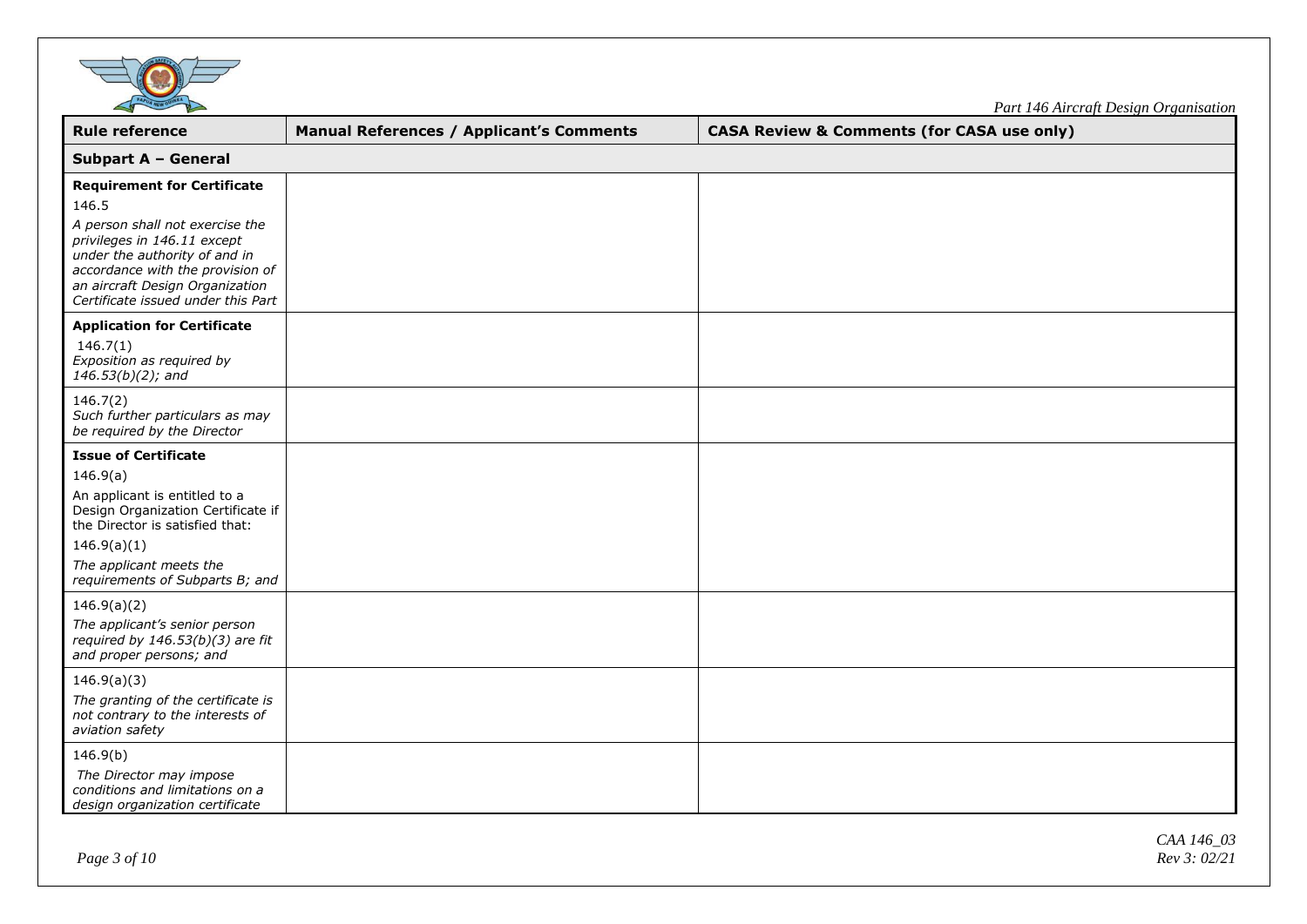| Rule reference | Manual References / Applicant's Comments | CASA Review & Comments (for CASA use only) |
|---|---|---|
| **Subpart A – General** | | |
| **Requirement for Certificate**<br>146.5<br>*A person shall not exercise the privileges in 146.11 except under the authority of and in accordance with the provision of an aircraft Design Organization Certificate issued under this Part* | | |
| **Application for Certificate**<br>146.7(1)<br>*Exposition as required by 146.53(b)(2); and* | | |
| 146.7(2)<br>*Such further particulars as may be required by the Director* | | |
| **Issue of Certificate**<br>146.9(a)<br>An applicant is entitled to a Design Organization Certificate if the Director is satisfied that:<br>146.9(a)(1)<br>*The applicant meets the requirements of Subparts B; and* | | |
| 146.9(a)(2)<br>*The applicant's senior person required by 146.53(b)(3) are fit and proper persons; and* | | |
| 146.9(a)(3)<br>*The granting of the certificate is not contrary to the interests of aviation safety* | | |
| 146.9(b)<br>*The Director may impose conditions and limitations on a design organization certificate* | | |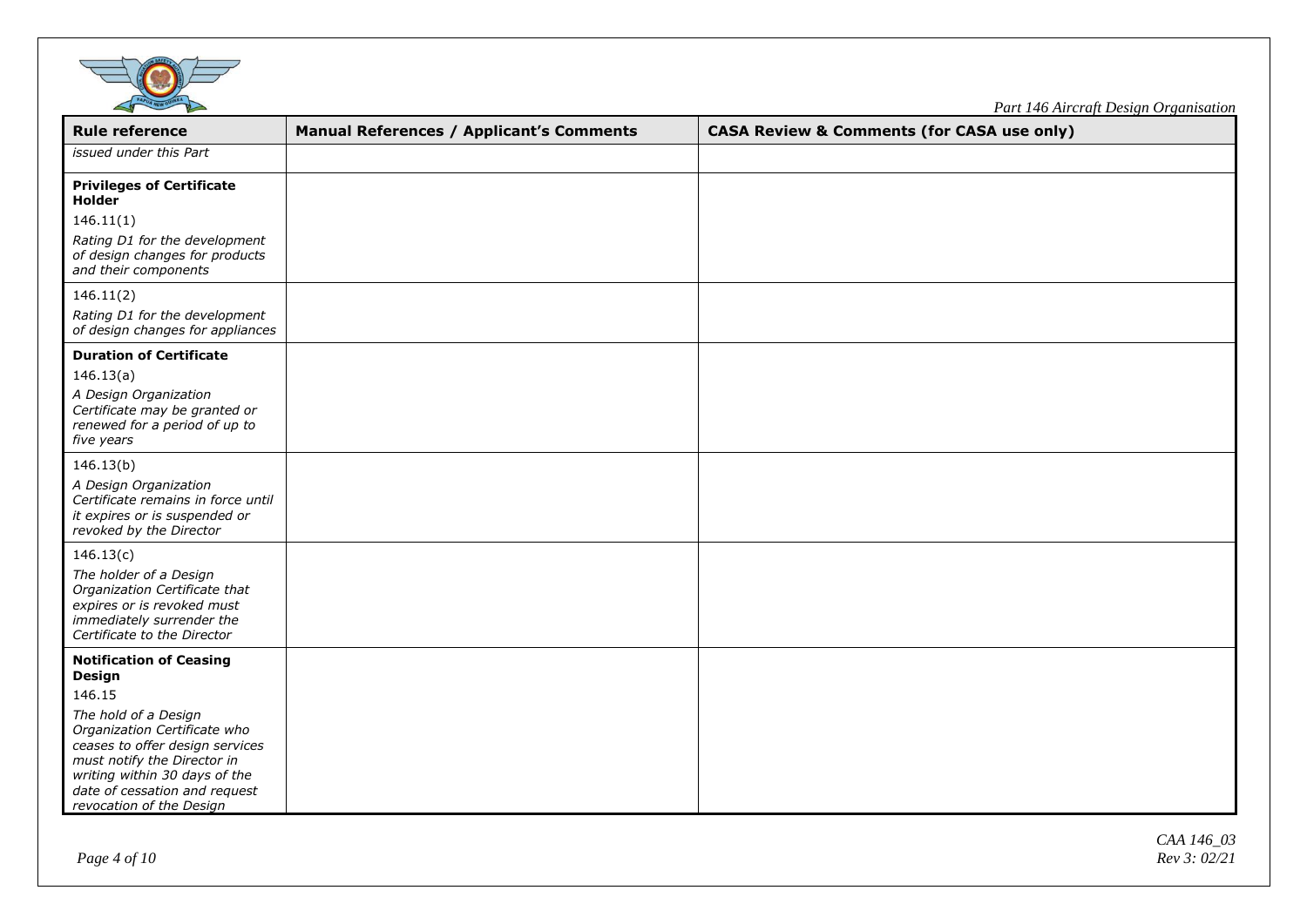| Rule reference | Manual References / Applicant's Comments | CASA Review & Comments (for CASA use only) |
|---|---|---|
| *issued under this Part* | | |
| **Privileges of Certificate Holder**<br>146.11(1)<br>*Rating D1 for the development of design changes for products and their components* | | |
| 146.11(2)<br>*Rating D1 for the development of design changes for appliances* | | |
| **Duration of Certificate**<br>146.13(a)<br>*A Design Organization Certificate may be granted or renewed for a period of up to five years* | | |
| 146.13(b)<br>*A Design Organization Certificate remains in force until it expires or is suspended or revoked by the Director* | | |
| 146.13(c)<br>*The holder of a Design Organization Certificate that expires or is revoked must immediately surrender the Certificate to the Director* | | |
| **Notification of Ceasing Design**<br>146.15<br>*The hold of a Design Organization Certificate who ceases to offer design services must notify the Director in writing within 30 days of the date of cessation and request revocation of the Design* | | |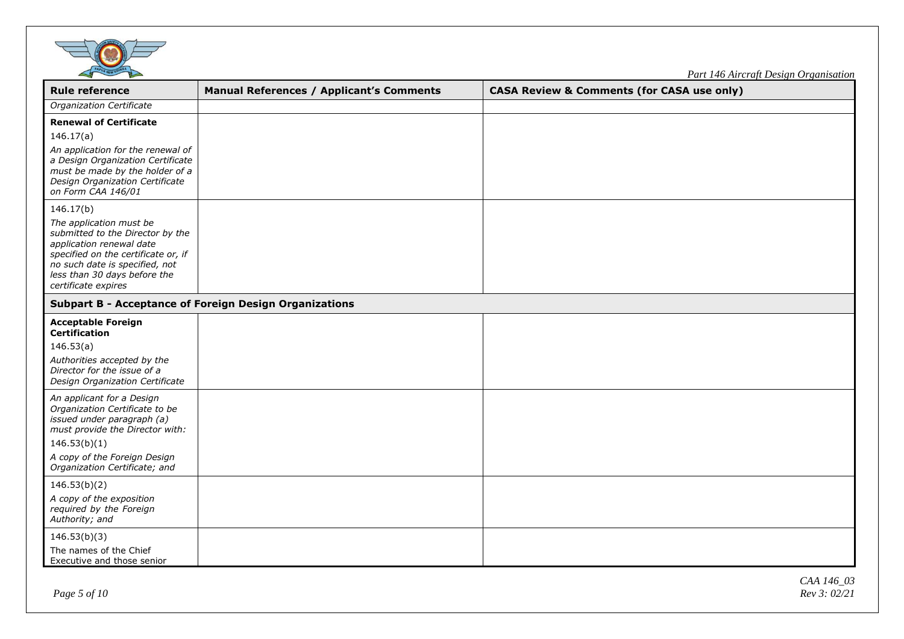| Rule reference | Manual References / Applicant's Comments | CASA Review & Comments (for CASA use only) |
|---|---|---|
| *Organization Certificate* | | |
| **Renewal of Certificate**<br>146.17(a)<br>*An application for the renewal of a Design Organization Certificate must be made by the holder of a Design Organization Certificate on Form CAA 146/01* | | |
| 146.17(b)<br>*The application must be submitted to the Director by the application renewal date specified on the certificate or, if no such date is specified, not less than 30 days before the certificate expires* | | |
| **Subpart B - Acceptance of Foreign Design Organizations** | | |
| **Acceptable Foreign Certification**<br>146.53(a)<br>*Authorities accepted by the Director for the issue of a Design Organization Certificate* | | |
| *An applicant for a Design Organization Certificate to be issued under paragraph (a) must provide the Director with:*<br>146.53(b)(1)<br>*A copy of the Foreign Design Organization Certificate; and* | | |
| 146.53(b)(2)<br>*A copy of the exposition required by the Foreign Authority; and* | | |
| 146.53(b)(3)<br>The names of the Chief Executive and those senior | | |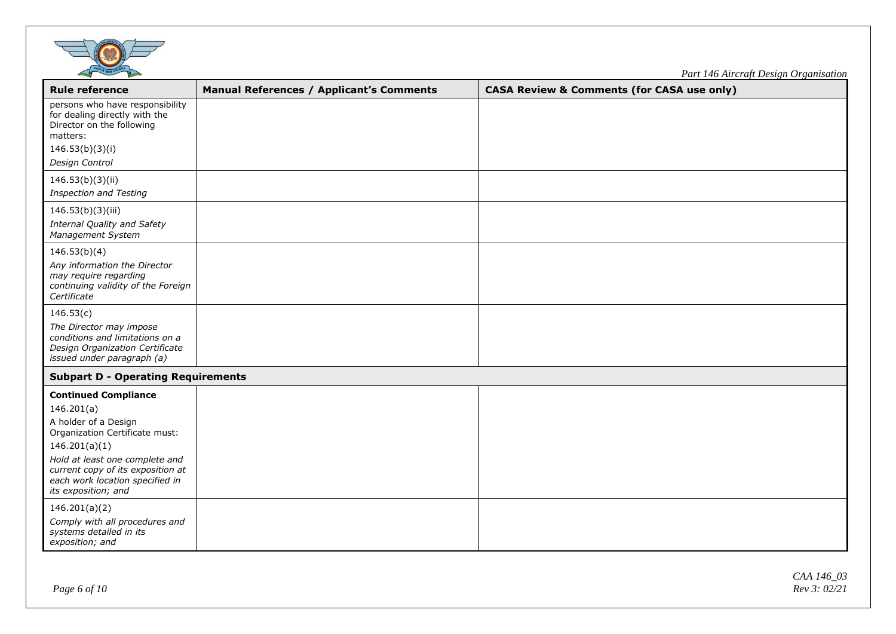| Rule reference | Manual References / Applicant's Comments | CASA Review & Comments (for CASA use only) |
|---|---|---|
| persons who have responsibility for dealing directly with the Director on the following matters:<br>146.53(b)(3)(i)<br>*Design Control* | | |
| 146.53(b)(3)(ii)<br>*Inspection and Testing* | | |
| 146.53(b)(3)(iii)<br>*Internal Quality and Safety Management System* | | |
| 146.53(b)(4)<br>*Any information the Director may require regarding continuing validity of the Foreign Certificate* | | |
| 146.53(c)<br>*The Director may impose conditions and limitations on a Design Organization Certificate issued under paragraph (a)* | | |
| **Subpart D - Operating Requirements** | | |
| **Continued Compliance**<br>146.201(a)<br>A holder of a Design Organization Certificate must:<br>146.201(a)(1)<br>*Hold at least one complete and current copy of its exposition at each work location specified in its exposition; and* | | |
| 146.201(a)(2)<br>*Comply with all procedures and systems detailed in its exposition; and* | | |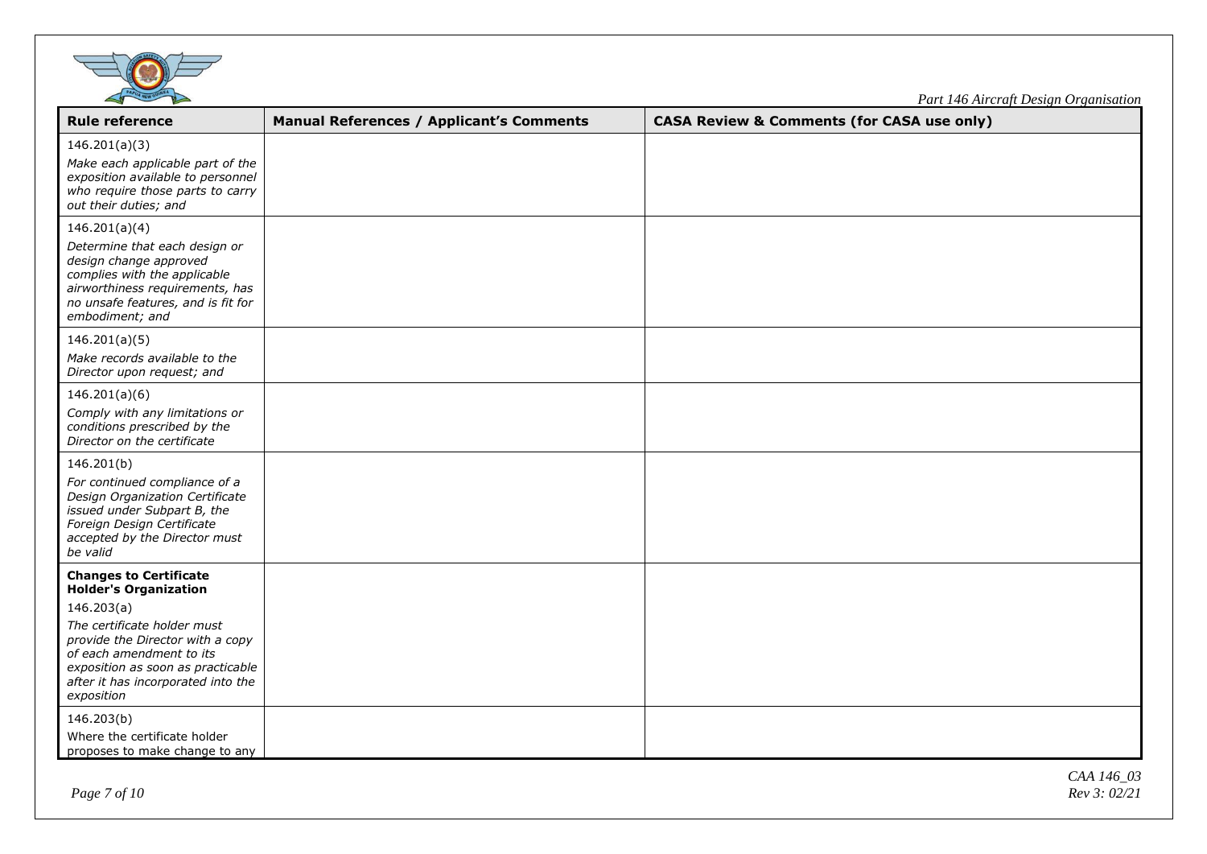| Rule reference | Manual References / Applicant's Comments | CASA Review & Comments (for CASA use only) |
|---|---|---|
| 146.201(a)(3)<br>*Make each applicable part of the exposition available to personnel who require those parts to carry out their duties; and* | | |
| 146.201(a)(4)<br>*Determine that each design or design change approved complies with the applicable airworthiness requirements, has no unsafe features, and is fit for embodiment; and* | | |
| 146.201(a)(5)<br>*Make records available to the Director upon request; and* | | |
| 146.201(a)(6)<br>*Comply with any limitations or conditions prescribed by the Director on the certificate* | | |
| 146.201(b)<br>*For continued compliance of a Design Organization Certificate issued under Subpart B, the Foreign Design Certificate accepted by the Director must be valid* | | |
| **Changes to Certificate Holder's Organization**<br>146.203(a)<br>*The certificate holder must provide the Director with a copy of each amendment to its exposition as soon as practicable after it has incorporated into the exposition* | | |
| 146.203(b)<br>Where the certificate holder proposes to make change to any | | |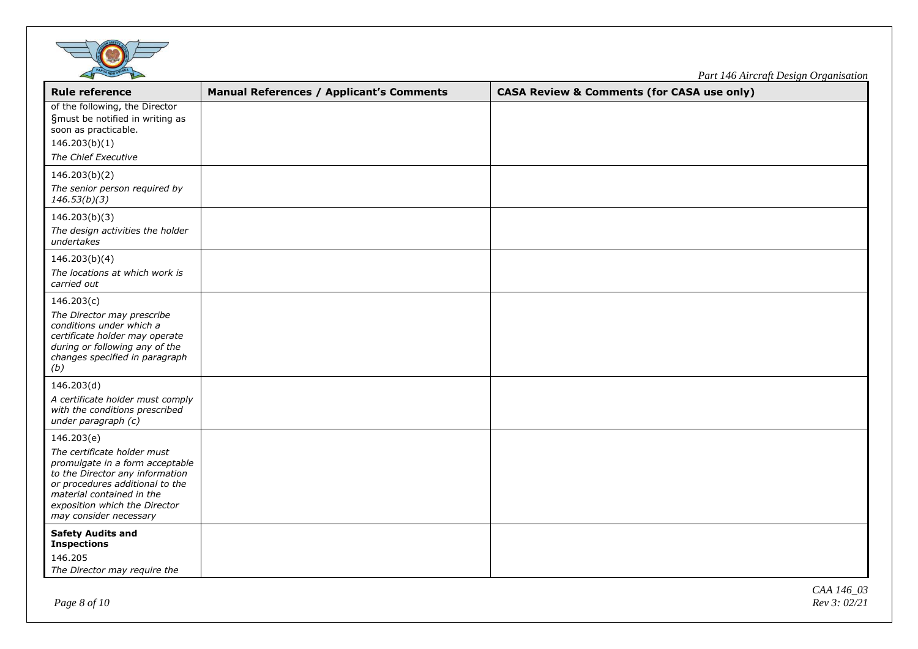| Rule reference | Manual References / Applicant's Comments | CASA Review & Comments (for CASA use only) |
|---|---|---|
| of the following, the Director §must be notified in writing as soon as practicable.<br>146.203(b)(1)<br>*The Chief Executive* | | |
| 146.203(b)(2)<br>*The senior person required by 146.53(b)(3)* | | |
| 146.203(b)(3)<br>*The design activities the holder undertakes* | | |
| 146.203(b)(4)<br>*The locations at which work is carried out* | | |
| 146.203(c)<br>*The Director may prescribe conditions under which a certificate holder may operate during or following any of the changes specified in paragraph (b)* | | |
| 146.203(d)<br>*A certificate holder must comply with the conditions prescribed under paragraph (c)* | | |
| 146.203(e)<br>*The certificate holder must promulgate in a form acceptable to the Director any information or procedures additional to the material contained in the exposition which the Director may consider necessary* | | |
| **Safety Audits and Inspections**<br>146.205<br>*The Director may require the* | | |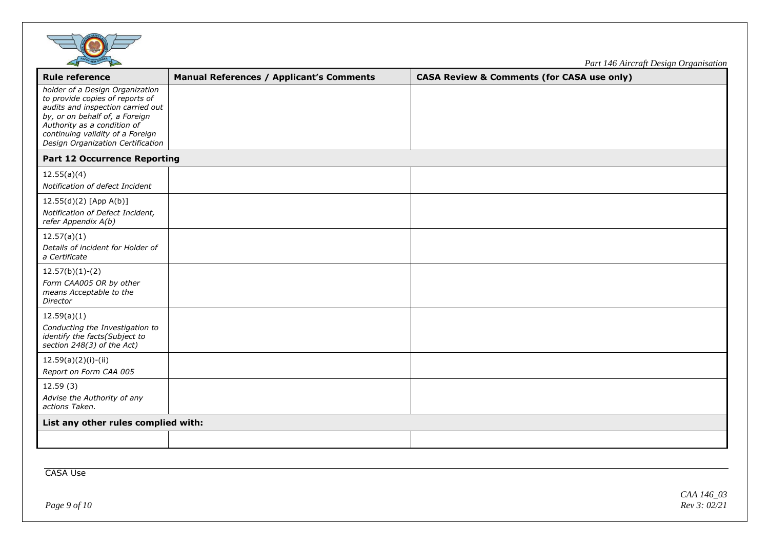| Rule reference | Manual References / Applicant's Comments | CASA Review & Comments (for CASA use only) |
|---|---|---|
| *holder of a Design Organization to provide copies of reports of audits and inspection carried out by, or on behalf of, a Foreign Authority as a condition of continuing validity of a Foreign Design Organization Certification* | | |
| **Part 12 Occurrence Reporting** | | |
| 12.55(a)(4) *Notification of defect Incident* | | |
| 12.55(d)(2) [App A(b)] *Notification of Defect Incident, refer Appendix A(b)* | | |
| 12.57(a)(1) *Details of incident for Holder of a Certificate* | | |
| 12.57(b)(1)-(2) *Form CAA005 OR by other means Acceptable to the Director* | | |
| 12.59(a)(1) *Conducting the Investigation to identify the facts(Subject to section 248(3) of the Act)* | | |
| 12.59(a)(2)(i)-(ii) *Report on Form CAA 005* | | |
| 12.59 (3) *Advise the Authority of any actions Taken.* | | |
| **List any other rules complied with:** | | |
| | | |

CASA Use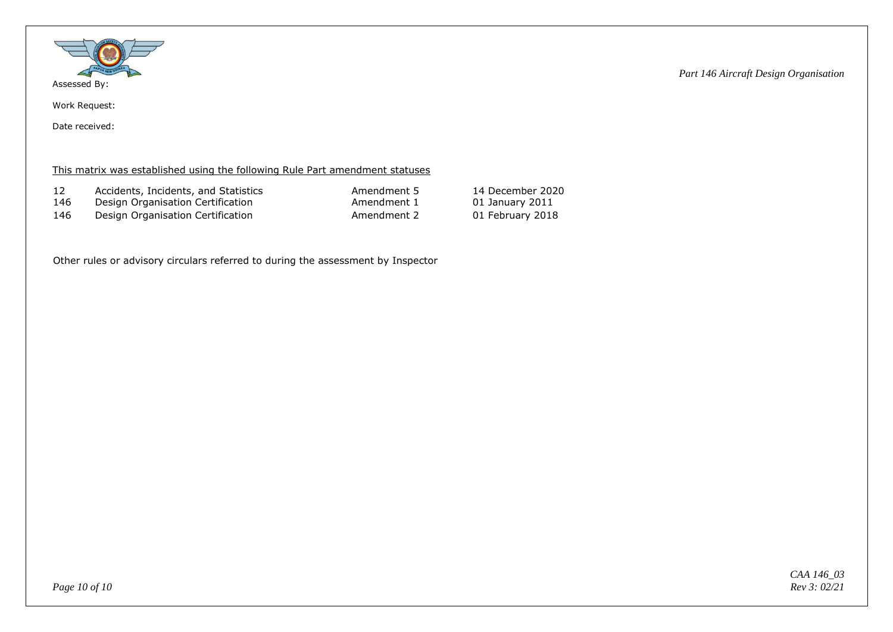Assessed By:

Work Request:

Date received:

This matrix was established using the following Rule Part amendment statuses

| | | | |
|---|---|---|---|
| 12 | Accidents, Incidents, and Statistics | Amendment 5 | 14 December 2020 |
| 146 | Design Organisation Certification | Amendment 1 | 01 January 2011 |
| 146 | Design Organisation Certification | Amendment 2 | 01 February 2018 |

Other rules or advisory circulars referred to during the assessment by Inspector